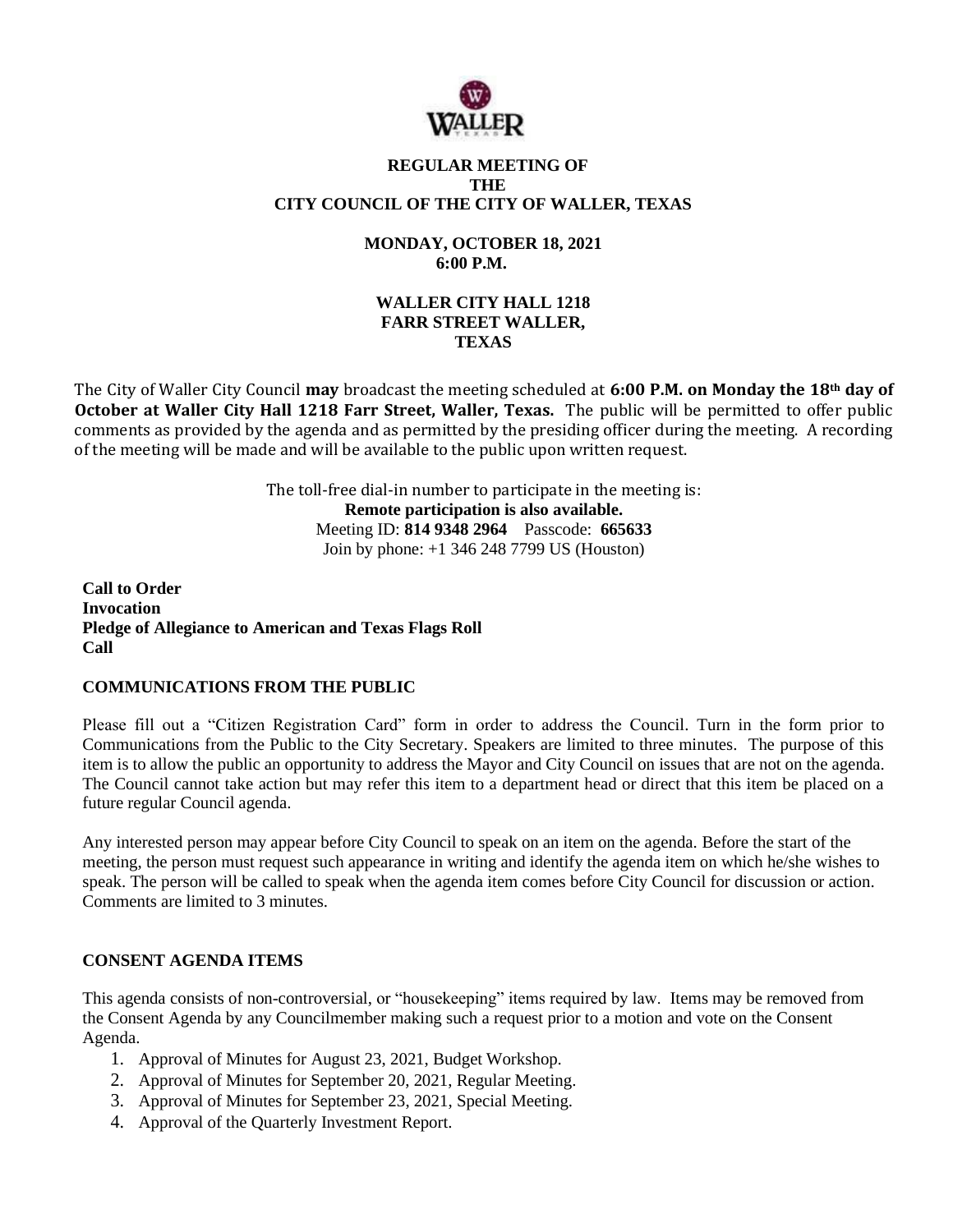# REGULAR MEETING OF THE CITY COUNCIL OF THE CITY OF WALLER, TEXAS

**MONDAY, OCTOBER 18, 2021**
**6:00 P.M.**

**WALLER CITY HALL 1218 FARR STREET WALLER, TEXAS**

The City of Waller City Council **may** broadcast the meeting scheduled at **6:00 P.M. on Monday the 18th day of October at Waller City Hall 1218 Farr Street, Waller, Texas.** The public will be permitted to offer public comments as provided by the agenda and as permitted by the presiding officer during the meeting. A recording of the meeting will be made and will be available to the public upon written request.

The toll-free dial-in number to participate in the meeting is:
**Remote participation is also available.**
Meeting ID: **814 9348 2964** Passcode: **665633**
Join by phone: +1 346 248 7799 US (Houston)

**Call to Order**
**Invocation**
**Pledge of Allegiance to American and Texas Flags Roll Call**

## COMMUNICATIONS FROM THE PUBLIC

Please fill out a "Citizen Registration Card" form in order to address the Council. Turn in the form prior to Communications from the Public to the City Secretary. Speakers are limited to three minutes. The purpose of this item is to allow the public an opportunity to address the Mayor and City Council on issues that are not on the agenda. The Council cannot take action but may refer this item to a department head or direct that this item be placed on a future regular Council agenda.

Any interested person may appear before City Council to speak on an item on the agenda. Before the start of the meeting, the person must request such appearance in writing and identify the agenda item on which he/she wishes to speak. The person will be called to speak when the agenda item comes before City Council for discussion or action. Comments are limited to 3 minutes.

## CONSENT AGENDA ITEMS

This agenda consists of non-controversial, or "housekeeping" items required by law. Items may be removed from the Consent Agenda by any Councilmember making such a request prior to a motion and vote on the Consent Agenda.

1. Approval of Minutes for August 23, 2021, Budget Workshop.
2. Approval of Minutes for September 20, 2021, Regular Meeting.
3. Approval of Minutes for September 23, 2021, Special Meeting.
4. Approval of the Quarterly Investment Report.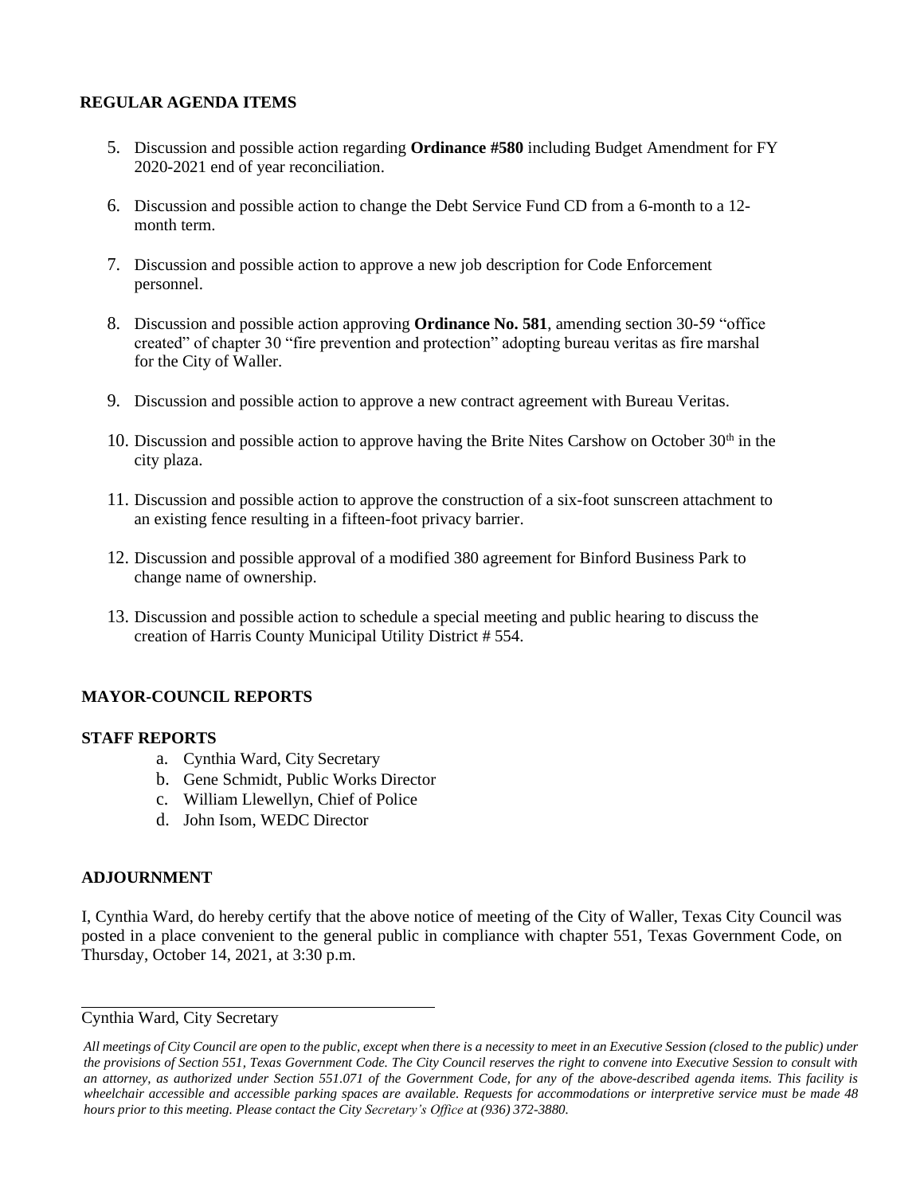## REGULAR AGENDA ITEMS

5. Discussion and possible action regarding **Ordinance #580** including Budget Amendment for FY 2020-2021 end of year reconciliation.

6. Discussion and possible action to change the Debt Service Fund CD from a 6-month to a 12-month term.

7. Discussion and possible action to approve a new job description for Code Enforcement personnel.

8. Discussion and possible action approving **Ordinance No. 581**, amending section 30-59 "office created" of chapter 30 "fire prevention and protection" adopting bureau veritas as fire marshal for the City of Waller.

9. Discussion and possible action to approve a new contract agreement with Bureau Veritas.

10. Discussion and possible action to approve having the Brite Nites Carshow on October 30th in the city plaza.

11. Discussion and possible action to approve the construction of a six-foot sunscreen attachment to an existing fence resulting in a fifteen-foot privacy barrier.

12. Discussion and possible approval of a modified 380 agreement for Binford Business Park to change name of ownership.

13. Discussion and possible action to schedule a special meeting and public hearing to discuss the creation of Harris County Municipal Utility District # 554.

## MAYOR-COUNCIL REPORTS

## STAFF REPORTS

a. Cynthia Ward, City Secretary
b. Gene Schmidt, Public Works Director
c. William Llewellyn, Chief of Police
d. John Isom, WEDC Director

## ADJOURNMENT

I, Cynthia Ward, do hereby certify that the above notice of meeting of the City of Waller, Texas City Council was posted in a place convenient to the general public in compliance with chapter 551, Texas Government Code, on Thursday, October 14, 2021, at 3:30 p.m.

\_\_\_\_\_\_\_\_\_\_\_\_\_\_\_\_\_\_\_\_\_\_\_\_\_\_\_\_\_\_\_\_\_\_\_\_\_\_\_\_

Cynthia Ward, City Secretary

*All meetings of City Council are open to the public, except when there is a necessity to meet in an Executive Session (closed to the public) under the provisions of Section 551, Texas Government Code. The City Council reserves the right to convene into Executive Session to consult with an attorney, as authorized under Section 551.071 of the Government Code, for any of the above-described agenda items. This facility is wheelchair accessible and accessible parking spaces are available. Requests for accommodations or interpretive service must be made 48 hours prior to this meeting. Please contact the City Secretary's Office at (936) 372-3880.*